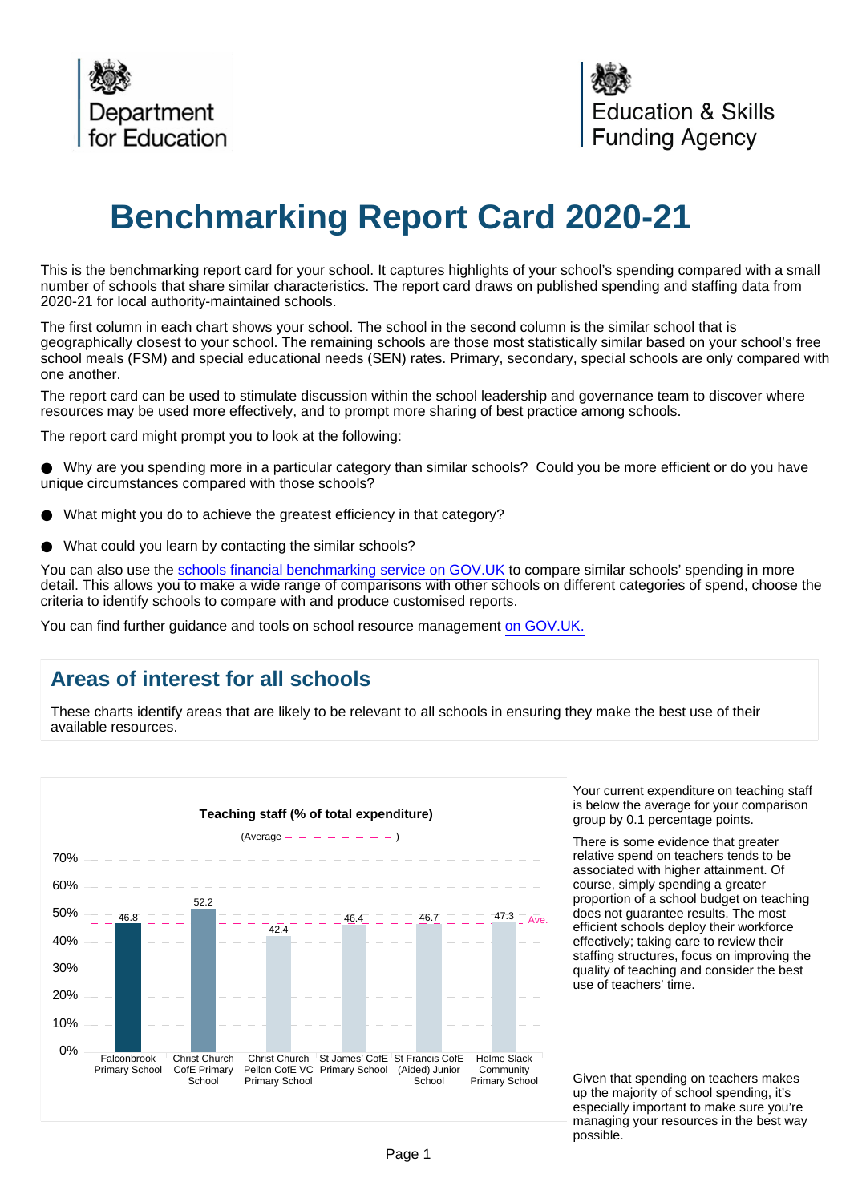Department for Education

Education & Skills Funding Agency

# Benchmarking Report Card 2020-21

This is the benchmarking report card for your school. It captures highlights of your school's spending compared with a small number of schools that share similar characteristics. The report card draws on published spending and staffing data from 2020-21 for local authority-maintained schools.

The first column in each chart shows your school. The school in the second column is the similar school that is geographically closest to your school. The remaining schools are those most statistically similar based on your school's free school meals (FSM) and special educational needs (SEN) rates. Primary, secondary, special schools are only compared with one another.

The report card can be used to stimulate discussion within the school leadership and governance team to discover where resources may be used more effectively, and to prompt more sharing of best practice among schools.

The report card might prompt you to look at the following:

- Why are you spending more in a particular category than similar schools? Could you be more efficient or do you have unique circumstances compared with those schools?
- What might you do to achieve the greatest efficiency in that category?
- What could you learn by contacting the similar schools?

You can also use the schools financial benchmarking service on GOV.UK to compare similar schools' spending in more detail. This allows you to make a wide range of comparisons with other schools on different categories of spend, choose the criteria to identify schools to compare with and produce customised reports.

You can find further guidance and tools on school resource management on GOV.UK.

## Areas of interest for all schools

These charts identify areas that are likely to be relevant to all schools in ensuring they make the best use of their available resources.

**Teaching staff (% of total expenditure)**

(Average – – – – – – – – )

| School | Teaching staff (% of total expenditure) |
|---|---|
| Falconbrook Primary School | 46.8 |
| Christ Church CofE Primary School | 52.2 |
| Christ Church Pellon CofE VC Primary School | 42.4 |
| St James' CofE Primary School | 46.4 |
| St Francis CofE (Aided) Junior School | 46.7 |
| Holme Slack Community Primary School | 47.3 |

Your current expenditure on teaching staff is below the average for your comparison group by 0.1 percentage points.

There is some evidence that greater relative spend on teachers tends to be associated with higher attainment. Of course, simply spending a greater proportion of a school budget on teaching does not guarantee results. The most efficient schools deploy their workforce effectively; taking care to review their staffing structures, focus on improving the quality of teaching and consider the best use of teachers' time.

Given that spending on teachers makes up the majority of school spending, it's especially important to make sure you're managing your resources in the best way possible.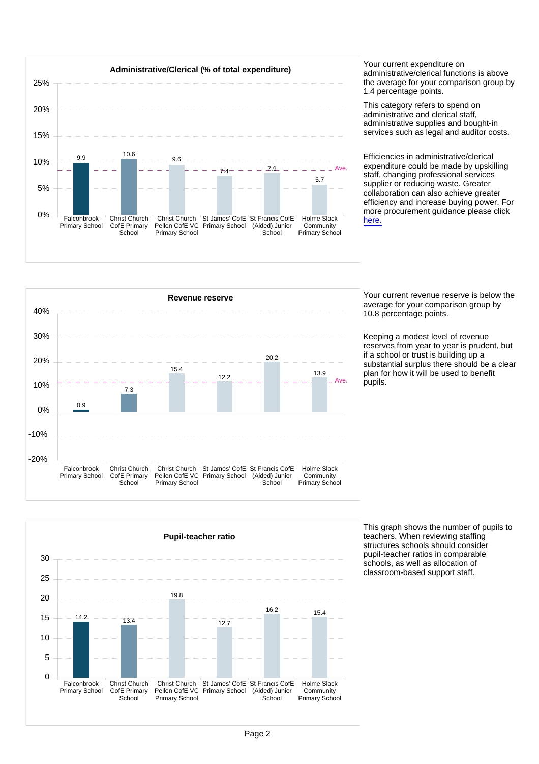### Administrative/Clerical (% of total expenditure)

| School | % |
|---|---|
| Falconbrook Primary School | 9.9 |
| Christ Church CofE Primary School | 10.6 |
| Christ Church Pellon CofE VC Primary School | 9.6 |
| St James' CofE Primary School | 7.4 |
| St Francis CofE (Aided) Junior School | 7.9 |
| Holme Slack Community Primary School | 5.7 |

Your current expenditure on administrative/clerical functions is above the average for your comparison group by 1.4 percentage points.

This category refers to spend on administrative and clerical staff, administrative supplies and bought-in services such as legal and auditor costs.

Efficiencies in administrative/clerical expenditure could be made by upskilling staff, changing professional services supplier or reducing waste. Greater collaboration can also achieve greater efficiency and increase buying power. For more procurement guidance please click here.

### Revenue reserve

| School | % |
|---|---|
| Falconbrook Primary School | 0.9 |
| Christ Church CofE Primary School | 7.3 |
| Christ Church Pellon CofE VC Primary School | 15.4 |
| St James' CofE Primary School | 12.2 |
| St Francis CofE (Aided) Junior School | 20.2 |
| Holme Slack Community Primary School | 13.9 |

Your current revenue reserve is below the average for your comparison group by 10.8 percentage points.

Keeping a modest level of revenue reserves from year to year is prudent, but if a school or trust is building up a substantial surplus there should be a clear plan for how it will be used to benefit pupils.

### Pupil-teacher ratio

| School | Ratio |
|---|---|
| Falconbrook Primary School | 14.2 |
| Christ Church CofE Primary School | 13.4 |
| Christ Church Pellon CofE VC Primary School | 19.8 |
| St James' CofE Primary School | 12.7 |
| St Francis CofE (Aided) Junior School | 16.2 |
| Holme Slack Community Primary School | 15.4 |

This graph shows the number of pupils to teachers. When reviewing staffing structures schools should consider pupil-teacher ratios in comparable schools, as well as allocation of classroom-based support staff.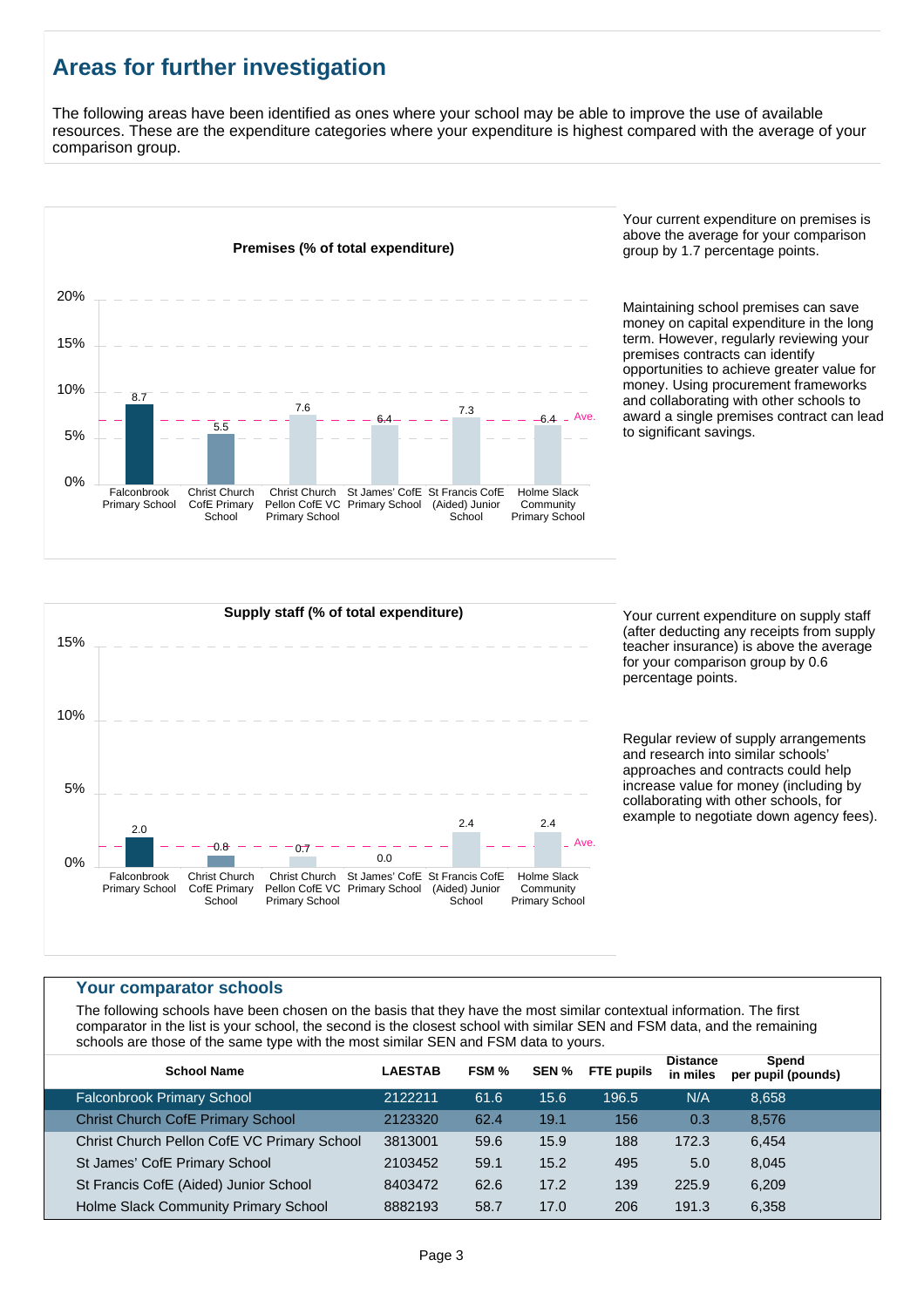## Areas for further investigation

The following areas have been identified as ones where your school may be able to improve the use of available resources. These are the expenditure categories where your expenditure is highest compared with the average of your comparison group.

**Premises (% of total expenditure)**

| School | Premises (% of total expenditure) |
|---|---|
| Falconbrook Primary School | 8.7 |
| Christ Church CofE Primary School | 5.5 |
| Christ Church Pellon CofE VC Primary School | 7.6 |
| St James' CofE Primary School | 6.4 |
| St Francis CofE (Aided) Junior School | 7.3 |
| Holme Slack Community Primary School | 6.4 |

Your current expenditure on premises is above the average for your comparison group by 1.7 percentage points.

Maintaining school premises can save money on capital expenditure in the long term. However, regularly reviewing your premises contracts can identify opportunities to achieve greater value for money. Using procurement frameworks and collaborating with other schools to award a single premises contract can lead to significant savings.

**Supply staff (% of total expenditure)**

| School | Supply staff (% of total expenditure) |
|---|---|
| Falconbrook Primary School | 2.0 |
| Christ Church CofE Primary School | 0.8 |
| Christ Church Pellon CofE VC Primary School | 0.7 |
| St James' CofE Primary School | 0.0 |
| St Francis CofE (Aided) Junior School | 2.4 |
| Holme Slack Community Primary School | 2.4 |

Your current expenditure on supply staff (after deducting any receipts from supply teacher insurance) is above the average for your comparison group by 0.6 percentage points.

Regular review of supply arrangements and research into similar schools' approaches and contracts could help increase value for money (including by collaborating with other schools, for example to negotiate down agency fees).

### Your comparator schools

The following schools have been chosen on the basis that they have the most similar contextual information. The first comparator in the list is your school, the second is the closest school with similar SEN and FSM data, and the remaining schools are those of the same type with the most similar SEN and FSM data to yours.

| School Name | LAESTAB | FSM % | SEN % | FTE pupils | Distance in miles | Spend per pupil (pounds) |
|---|---|---|---|---|---|---|
| Falconbrook Primary School | 2122211 | 61.6 | 15.6 | 196.5 | N/A | 8,658 |
| Christ Church CofE Primary School | 2123320 | 62.4 | 19.1 | 156 | 0.3 | 8,576 |
| Christ Church Pellon CofE VC Primary School | 3813001 | 59.6 | 15.9 | 188 | 172.3 | 6,454 |
| St James' CofE Primary School | 2103452 | 59.1 | 15.2 | 495 | 5.0 | 8,045 |
| St Francis CofE (Aided) Junior School | 8403472 | 62.6 | 17.2 | 139 | 225.9 | 6,209 |
| Holme Slack Community Primary School | 8882193 | 58.7 | 17.0 | 206 | 191.3 | 6,358 |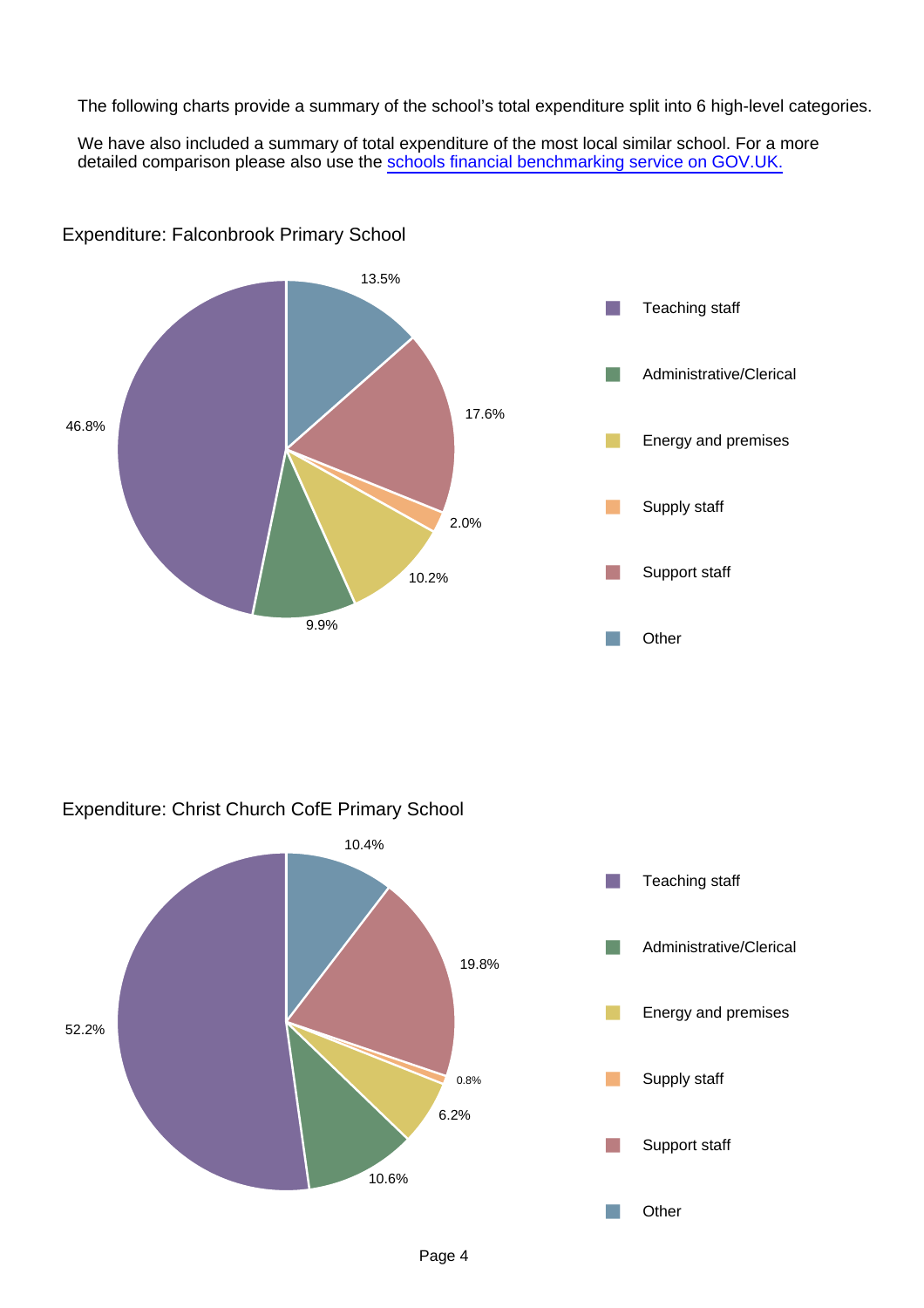The following charts provide a summary of the school's total expenditure split into 6 high-level categories.

We have also included a summary of total expenditure of the most local similar school. For a more detailed comparison please also use the [schools financial benchmarking service on GOV.UK.]()

## Expenditure: Falconbrook Primary School

13.5%
17.6%
2.0%
10.2%
9.9%
46.8%

Teaching staff
Administrative/Clerical
Energy and premises
Supply staff
Support staff
Other

## Expenditure: Christ Church CofE Primary School

10.4%
19.8%
0.8%
6.2%
10.6%
52.2%

Teaching staff
Administrative/Clerical
Energy and premises
Supply staff
Support staff
Other